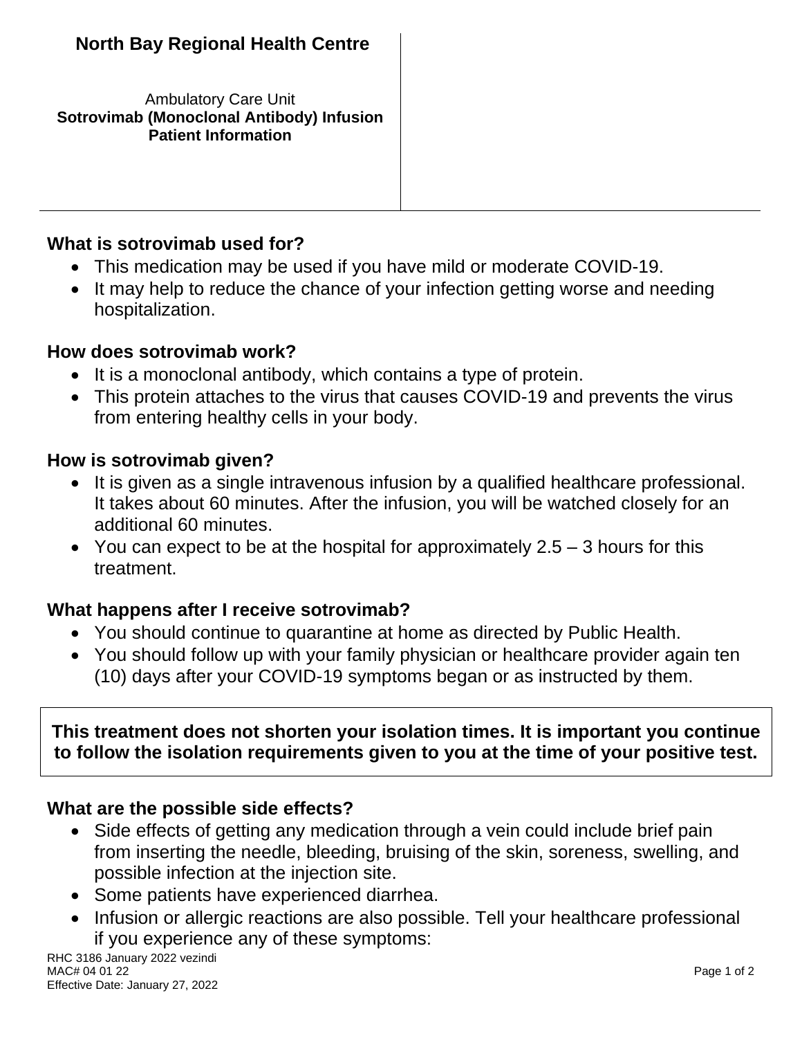# North Bay Regional Health Centre

Ambulatory Care Unit
**Sotrovimab (Monoclonal Antibody) Infusion Patient Information**

## What is sotrovimab used for?

- This medication may be used if you have mild or moderate COVID-19.
- It may help to reduce the chance of your infection getting worse and needing hospitalization.

## How does sotrovimab work?

- It is a monoclonal antibody, which contains a type of protein.
- This protein attaches to the virus that causes COVID-19 and prevents the virus from entering healthy cells in your body.

## How is sotrovimab given?

- It is given as a single intravenous infusion by a qualified healthcare professional. It takes about 60 minutes. After the infusion, you will be watched closely for an additional 60 minutes.
- You can expect to be at the hospital for approximately 2.5 – 3 hours for this treatment.

## What happens after I receive sotrovimab?

- You should continue to quarantine at home as directed by Public Health.
- You should follow up with your family physician or healthcare provider again ten (10) days after your COVID-19 symptoms began or as instructed by them.

**This treatment does not shorten your isolation times. It is important you continue to follow the isolation requirements given to you at the time of your positive test.**

## What are the possible side effects?

- Side effects of getting any medication through a vein could include brief pain from inserting the needle, bleeding, bruising of the skin, soreness, swelling, and possible infection at the injection site.
- Some patients have experienced diarrhea.
- Infusion or allergic reactions are also possible. Tell your healthcare professional if you experience any of these symptoms:

RHC 3186 January 2022 vezindi
MAC# 04 01 22
Effective Date: January 27, 2022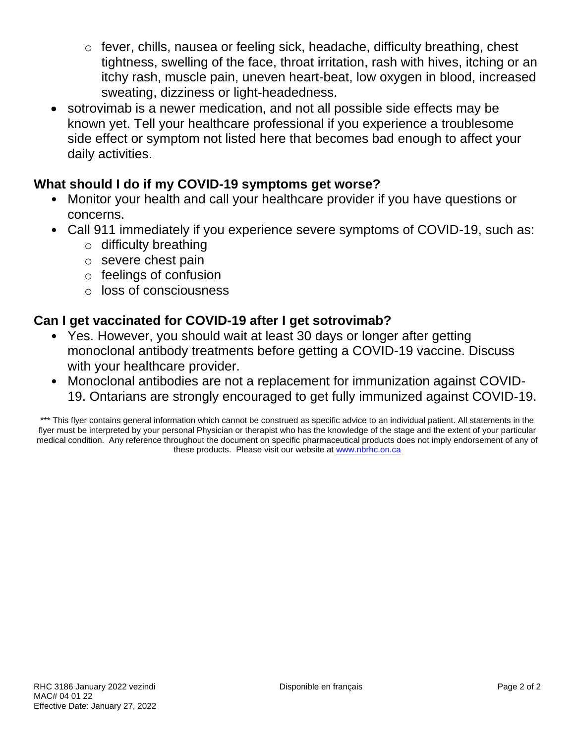- fever, chills, nausea or feeling sick, headache, difficulty breathing, chest tightness, swelling of the face, throat irritation, rash with hives, itching or an itchy rash, muscle pain, uneven heart-beat, low oxygen in blood, increased sweating, dizziness or light-headedness.
- sotrovimab is a newer medication, and not all possible side effects may be known yet. Tell your healthcare professional if you experience a troublesome side effect or symptom not listed here that becomes bad enough to affect your daily activities.

## What should I do if my COVID-19 symptoms get worse?

- Monitor your health and call your healthcare provider if you have questions or concerns.
- Call 911 immediately if you experience severe symptoms of COVID-19, such as:
  - difficulty breathing
  - severe chest pain
  - feelings of confusion
  - loss of consciousness

## Can I get vaccinated for COVID-19 after I get sotrovimab?

- Yes. However, you should wait at least 30 days or longer after getting monoclonal antibody treatments before getting a COVID-19 vaccine. Discuss with your healthcare provider.
- Monoclonal antibodies are not a replacement for immunization against COVID-19. Ontarians are strongly encouraged to get fully immunized against COVID-19.

*** This flyer contains general information which cannot be construed as specific advice to an individual patient. All statements in the flyer must be interpreted by your personal Physician or therapist who has the knowledge of the stage and the extent of your particular medical condition. Any reference throughout the document on specific pharmaceutical products does not imply endorsement of any of these products. Please visit our website at www.nbrhc.on.ca

RHC 3186 January 2022 vezindi
MAC# 04 01 22
Effective Date: January 27, 2022

Disponible en français